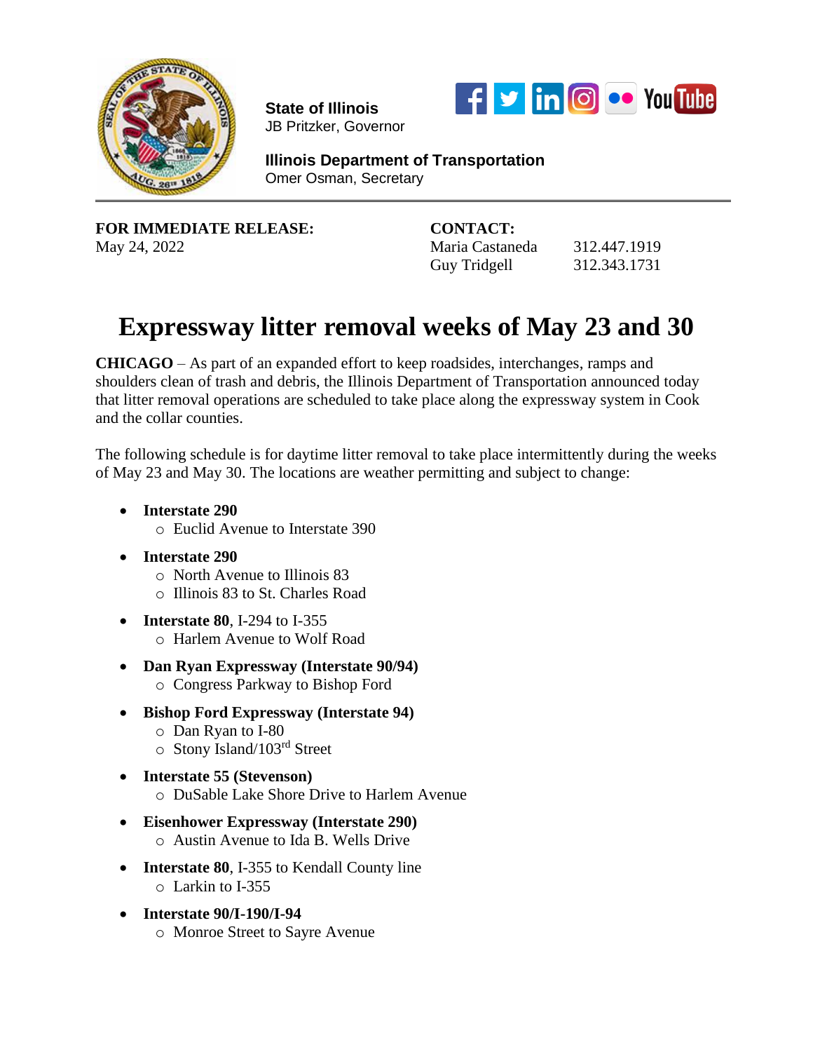**State of Illinois**
JB Pritzker, Governor

**Illinois Department of Transportation**
Omer Osman, Secretary

---

**FOR IMMEDIATE RELEASE:**
May 24, 2022

**CONTACT:**
Maria Castaneda 312.447.1919
Guy Tridgell 312.343.1731

# Expressway litter removal weeks of May 23 and 30

**CHICAGO** – As part of an expanded effort to keep roadsides, interchanges, ramps and shoulders clean of trash and debris, the Illinois Department of Transportation announced today that litter removal operations are scheduled to take place along the expressway system in Cook and the collar counties.

The following schedule is for daytime litter removal to take place intermittently during the weeks of May 23 and May 30. The locations are weather permitting and subject to change:

- **Interstate 290**
  - Euclid Avenue to Interstate 390
- **Interstate 290**
  - North Avenue to Illinois 83
  - Illinois 83 to St. Charles Road
- **Interstate 80**, I-294 to I-355
  - Harlem Avenue to Wolf Road
- **Dan Ryan Expressway (Interstate 90/94)**
  - Congress Parkway to Bishop Ford
- **Bishop Ford Expressway (Interstate 94)**
  - Dan Ryan to I-80
  - Stony Island/103rd Street
- **Interstate 55 (Stevenson)**
  - DuSable Lake Shore Drive to Harlem Avenue
- **Eisenhower Expressway (Interstate 290)**
  - Austin Avenue to Ida B. Wells Drive
- **Interstate 80**, I-355 to Kendall County line
  - Larkin to I-355
- **Interstate 90/I-190/I-94**
  - Monroe Street to Sayre Avenue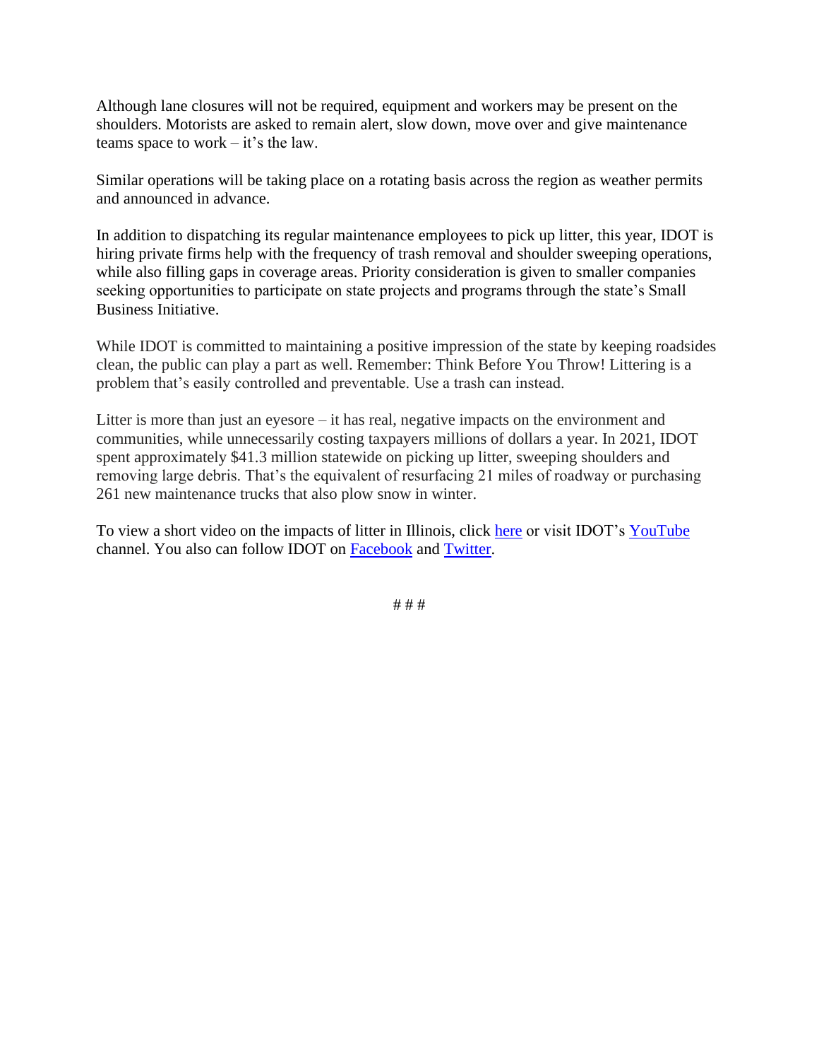Although lane closures will not be required, equipment and workers may be present on the shoulders. Motorists are asked to remain alert, slow down, move over and give maintenance teams space to work – it's the law.

Similar operations will be taking place on a rotating basis across the region as weather permits and announced in advance.

In addition to dispatching its regular maintenance employees to pick up litter, this year, IDOT is hiring private firms help with the frequency of trash removal and shoulder sweeping operations, while also filling gaps in coverage areas. Priority consideration is given to smaller companies seeking opportunities to participate on state projects and programs through the state's Small Business Initiative.

While IDOT is committed to maintaining a positive impression of the state by keeping roadsides clean, the public can play a part as well. Remember: Think Before You Throw! Littering is a problem that's easily controlled and preventable. Use a trash can instead.

Litter is more than just an eyesore – it has real, negative impacts on the environment and communities, while unnecessarily costing taxpayers millions of dollars a year. In 2021, IDOT spent approximately $41.3 million statewide on picking up litter, sweeping shoulders and removing large debris. That's the equivalent of resurfacing 21 miles of roadway or purchasing 261 new maintenance trucks that also plow snow in winter.

To view a short video on the impacts of litter in Illinois, click here or visit IDOT's YouTube channel. You also can follow IDOT on Facebook and Twitter.

# # #